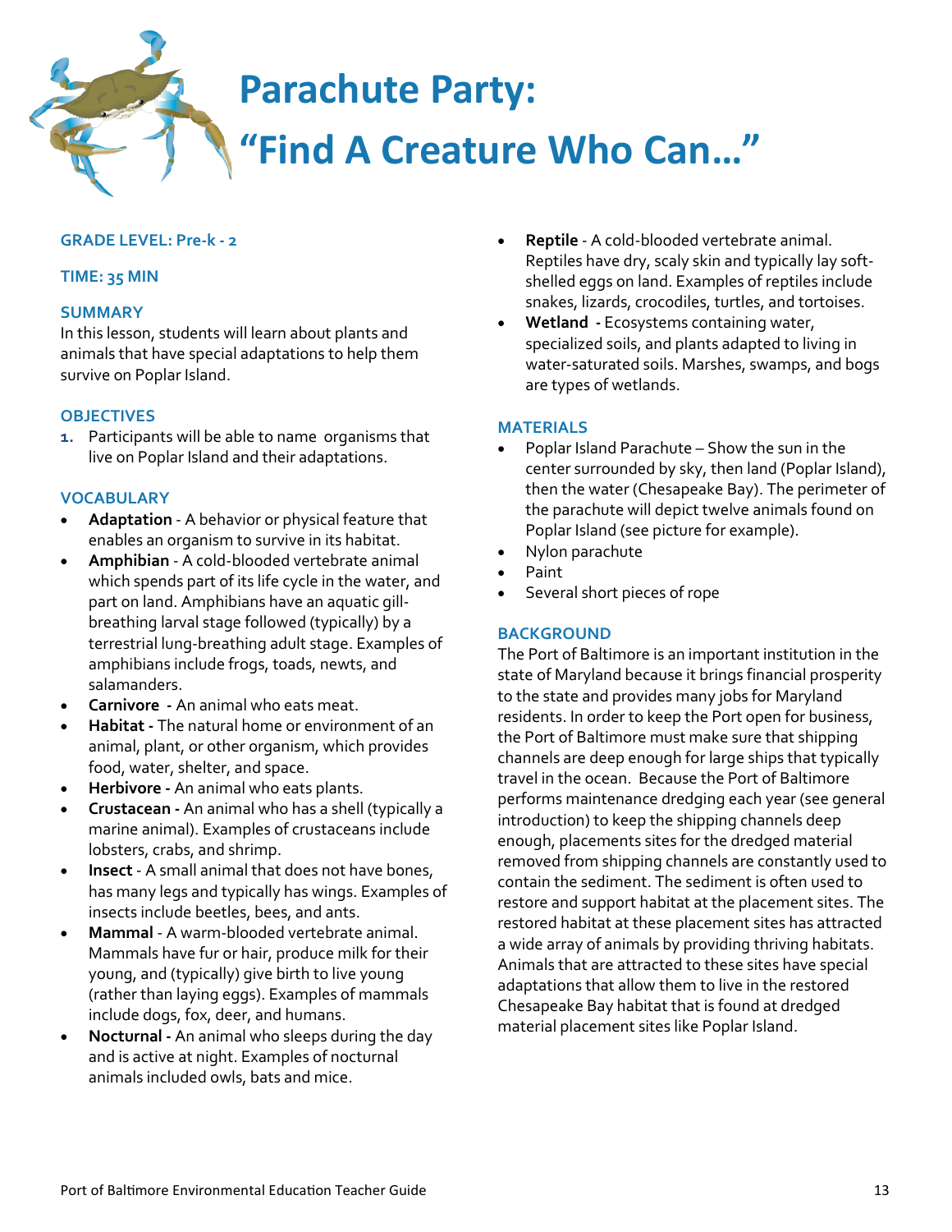# Parachute Party: "Find A Creature Who Can..."

**GRADE LEVEL: Pre-k - 2**

**TIME: 35 MIN**

## SUMMARY

In this lesson, students will learn about plants and animals that have special adaptations to help them survive on Poplar Island.

## OBJECTIVES

1. Participants will be able to name organisms that live on Poplar Island and their adaptations.

## VOCABULARY

- **Adaptation** - A behavior or physical feature that enables an organism to survive in its habitat.
- **Amphibian** - A cold-blooded vertebrate animal which spends part of its life cycle in the water, and part on land. Amphibians have an aquatic gill-breathing larval stage followed (typically) by a terrestrial lung-breathing adult stage. Examples of amphibians include frogs, toads, newts, and salamanders.
- **Carnivore** - An animal who eats meat.
- **Habitat** - The natural home or environment of an animal, plant, or other organism, which provides food, water, shelter, and space.
- **Herbivore** - An animal who eats plants.
- **Crustacean** - An animal who has a shell (typically a marine animal). Examples of crustaceans include lobsters, crabs, and shrimp.
- **Insect** - A small animal that does not have bones, has many legs and typically has wings. Examples of insects include beetles, bees, and ants.
- **Mammal** - A warm-blooded vertebrate animal. Mammals have fur or hair, produce milk for their young, and (typically) give birth to live young (rather than laying eggs). Examples of mammals include dogs, fox, deer, and humans.
- **Nocturnal** - An animal who sleeps during the day and is active at night. Examples of nocturnal animals included owls, bats and mice.
- **Reptile** - A cold-blooded vertebrate animal. Reptiles have dry, scaly skin and typically lay soft-shelled eggs on land. Examples of reptiles include snakes, lizards, crocodiles, turtles, and tortoises.
- **Wetland** - Ecosystems containing water, specialized soils, and plants adapted to living in water-saturated soils. Marshes, swamps, and bogs are types of wetlands.

## MATERIALS

- Poplar Island Parachute – Show the sun in the center surrounded by sky, then land (Poplar Island), then the water (Chesapeake Bay). The perimeter of the parachute will depict twelve animals found on Poplar Island (see picture for example).
- Nylon parachute
- Paint
- Several short pieces of rope

## BACKGROUND

The Port of Baltimore is an important institution in the state of Maryland because it brings financial prosperity to the state and provides many jobs for Maryland residents. In order to keep the Port open for business, the Port of Baltimore must make sure that shipping channels are deep enough for large ships that typically travel in the ocean. Because the Port of Baltimore performs maintenance dredging each year (see general introduction) to keep the shipping channels deep enough, placements sites for the dredged material removed from shipping channels are constantly used to contain the sediment. The sediment is often used to restore and support habitat at the placement sites. The restored habitat at these placement sites has attracted a wide array of animals by providing thriving habitats. Animals that are attracted to these sites have special adaptations that allow them to live in the restored Chesapeake Bay habitat that is found at dredged material placement sites like Poplar Island.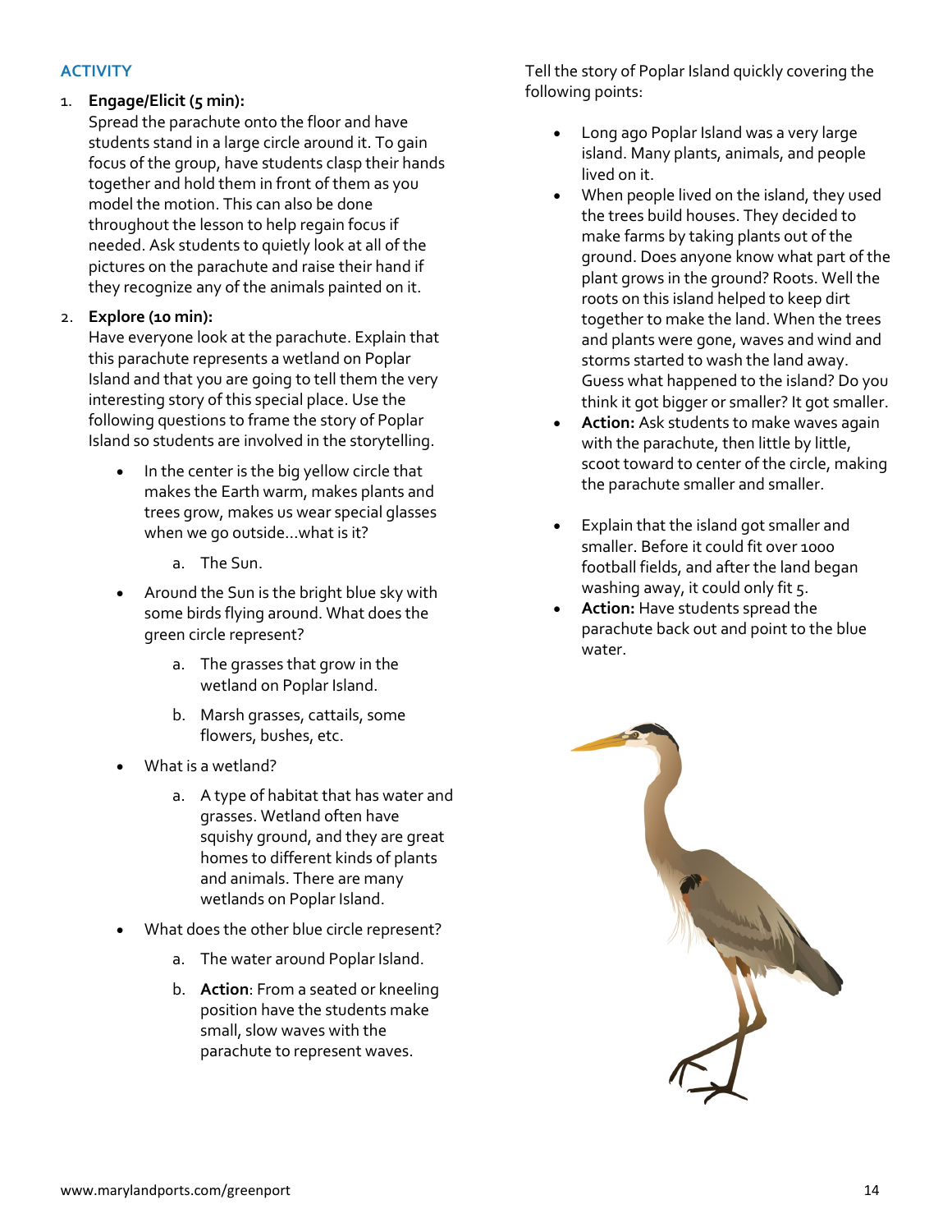## ACTIVITY

1. **Engage/Elicit (5 min):**
   Spread the parachute onto the floor and have students stand in a large circle around it. To gain focus of the group, have students clasp their hands together and hold them in front of them as you model the motion. This can also be done throughout the lesson to help regain focus if needed. Ask students to quietly look at all of the pictures on the parachute and raise their hand if they recognize any of the animals painted on it.

2. **Explore (10 min):**
   Have everyone look at the parachute. Explain that this parachute represents a wetland on Poplar Island and that you are going to tell them the very interesting story of this special place. Use the following questions to frame the story of Poplar Island so students are involved in the storytelling.

   - In the center is the big yellow circle that makes the Earth warm, makes plants and trees grow, makes us wear special glasses when we go outside…what is it?
     a. The Sun.
   - Around the Sun is the bright blue sky with some birds flying around. What does the green circle represent?
     a. The grasses that grow in the wetland on Poplar Island.
     b. Marsh grasses, cattails, some flowers, bushes, etc.
   - What is a wetland?
     a. A type of habitat that has water and grasses. Wetland often have squishy ground, and they are great homes to different kinds of plants and animals. There are many wetlands on Poplar Island.
   - What does the other blue circle represent?
     a. The water around Poplar Island.
     b. **Action**: From a seated or kneeling position have the students make small, slow waves with the parachute to represent waves.

Tell the story of Poplar Island quickly covering the following points:

- Long ago Poplar Island was a very large island. Many plants, animals, and people lived on it.
- When people lived on the island, they used the trees build houses. They decided to make farms by taking plants out of the ground. Does anyone know what part of the plant grows in the ground? Roots. Well the roots on this island helped to keep dirt together to make the land. When the trees and plants were gone, waves and wind and storms started to wash the land away. Guess what happened to the island? Do you think it got bigger or smaller? It got smaller.
- **Action:** Ask students to make waves again with the parachute, then little by little, scoot toward to center of the circle, making the parachute smaller and smaller.
- Explain that the island got smaller and smaller. Before it could fit over 1000 football fields, and after the land began washing away, it could only fit 5.
- **Action:** Have students spread the parachute back out and point to the blue water.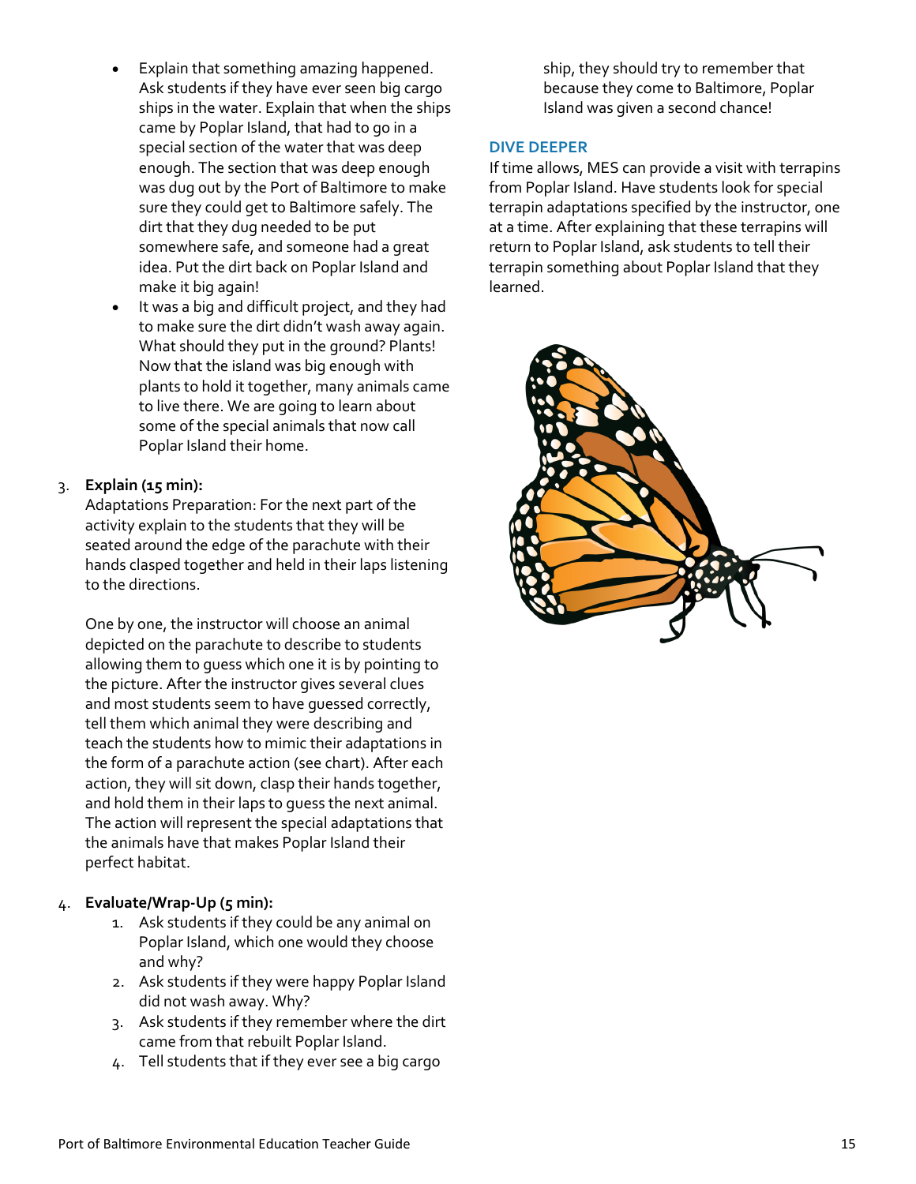- Explain that something amazing happened. Ask students if they have ever seen big cargo ships in the water. Explain that when the ships came by Poplar Island, that had to go in a special section of the water that was deep enough. The section that was deep enough was dug out by the Port of Baltimore to make sure they could get to Baltimore safely. The dirt that they dug needed to be put somewhere safe, and someone had a great idea. Put the dirt back on Poplar Island and make it big again!
- It was a big and difficult project, and they had to make sure the dirt didn't wash away again. What should they put in the ground? Plants! Now that the island was big enough with plants to hold it together, many animals came to live there. We are going to learn about some of the special animals that now call Poplar Island their home.

3. **Explain (15 min):**
   Adaptations Preparation: For the next part of the activity explain to the students that they will be seated around the edge of the parachute with their hands clasped together and held in their laps listening to the directions.

   One by one, the instructor will choose an animal depicted on the parachute to describe to students allowing them to guess which one it is by pointing to the picture. After the instructor gives several clues and most students seem to have guessed correctly, tell them which animal they were describing and teach the students how to mimic their adaptations in the form of a parachute action (see chart). After each action, they will sit down, clasp their hands together, and hold them in their laps to guess the next animal. The action will represent the special adaptations that the animals have that makes Poplar Island their perfect habitat.

4. **Evaluate/Wrap-Up (5 min):**
   1. Ask students if they could be any animal on Poplar Island, which one would they choose and why?
   2. Ask students if they were happy Poplar Island did not wash away. Why?
   3. Ask students if they remember where the dirt came from that rebuilt Poplar Island.
   4. Tell students that if they ever see a big cargo ship, they should try to remember that because they come to Baltimore, Poplar Island was given a second chance!

### DIVE DEEPER

If time allows, MES can provide a visit with terrapins from Poplar Island. Have students look for special terrapin adaptations specified by the instructor, one at a time. After explaining that these terrapins will return to Poplar Island, ask students to tell their terrapin something about Poplar Island that they learned.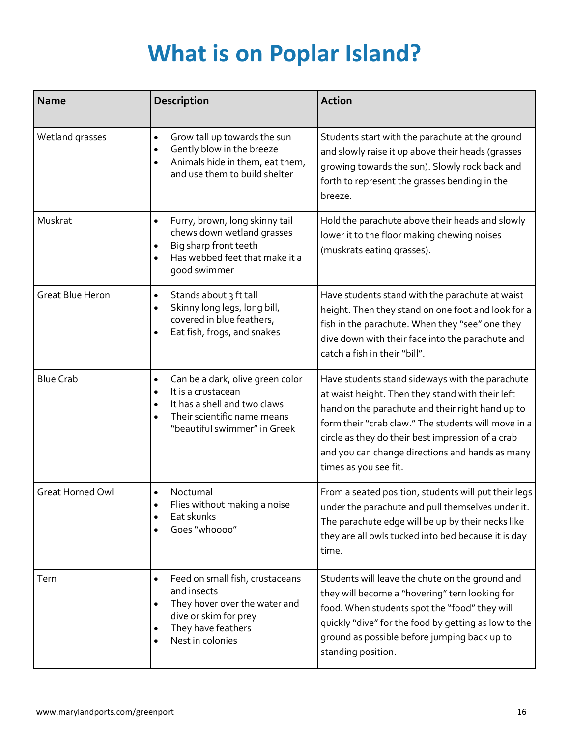# What is on Poplar Island?

| Name | Description | Action |
|---|---|---|
| Wetland grasses | • Grow tall up towards the sun<br>• Gently blow in the breeze<br>• Animals hide in them, eat them, and use them to build shelter | Students start with the parachute at the ground and slowly raise it up above their heads (grasses growing towards the sun). Slowly rock back and forth to represent the grasses bending in the breeze. |
| Muskrat | • Furry, brown, long skinny tail chews down wetland grasses<br>• Big sharp front teeth<br>• Has webbed feet that make it a good swimmer | Hold the parachute above their heads and slowly lower it to the floor making chewing noises (muskrats eating grasses). |
| Great Blue Heron | • Stands about 3 ft tall<br>• Skinny long legs, long bill, covered in blue feathers,<br>• Eat fish, frogs, and snakes | Have students stand with the parachute at waist height. Then they stand on one foot and look for a fish in the parachute. When they "see" one they dive down with their face into the parachute and catch a fish in their "bill". |
| Blue Crab | • Can be a dark, olive green color<br>• It is a crustacean<br>• It has a shell and two claws<br>• Their scientific name means "beautiful swimmer" in Greek | Have students stand sideways with the parachute at waist height. Then they stand with their left hand on the parachute and their right hand up to form their "crab claw." The students will move in a circle as they do their best impression of a crab and you can change directions and hands as many times as you see fit. |
| Great Horned Owl | • Nocturnal<br>• Flies without making a noise<br>• Eat skunks<br>• Goes "whoooo" | From a seated position, students will put their legs under the parachute and pull themselves under it. The parachute edge will be up by their necks like they are all owls tucked into bed because it is day time. |
| Tern | • Feed on small fish, crustaceans and insects<br>• They hover over the water and dive or skim for prey<br>• They have feathers<br>• Nest in colonies | Students will leave the chute on the ground and they will become a "hovering" tern looking for food. When students spot the "food" they will quickly "dive" for the food by getting as low to the ground as possible before jumping back up to standing position. |

www.marylandports.com/greenport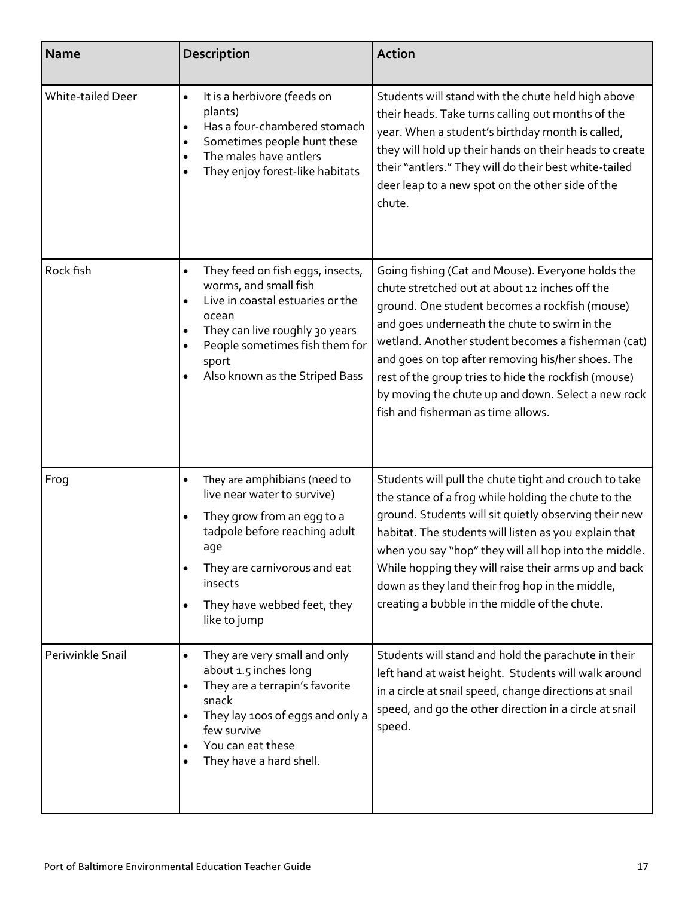| Name | Description | Action |
|---|---|---|
| White-tailed Deer | • It is a herbivore (feeds on plants)<br>• Has a four-chambered stomach<br>• Sometimes people hunt these<br>• The males have antlers<br>• They enjoy forest-like habitats | Students will stand with the chute held high above their heads. Take turns calling out months of the year. When a student's birthday month is called, they will hold up their hands on their heads to create their "antlers." They will do their best white-tailed deer leap to a new spot on the other side of the chute. |
| Rock fish | • They feed on fish eggs, insects, worms, and small fish<br>• Live in coastal estuaries or the ocean<br>• They can live roughly 30 years<br>• People sometimes fish them for sport<br>• Also known as the Striped Bass | Going fishing (Cat and Mouse). Everyone holds the chute stretched out at about 12 inches off the ground. One student becomes a rockfish (mouse) and goes underneath the chute to swim in the wetland. Another student becomes a fisherman (cat) and goes on top after removing his/her shoes. The rest of the group tries to hide the rockfish (mouse) by moving the chute up and down. Select a new rock fish and fisherman as time allows. |
| Frog | • They are amphibians (need to live near water to survive)<br>• They grow from an egg to a tadpole before reaching adult age<br>• They are carnivorous and eat insects<br>• They have webbed feet, they like to jump | Students will pull the chute tight and crouch to take the stance of a frog while holding the chute to the ground. Students will sit quietly observing their new habitat. The students will listen as you explain that when you say "hop" they will all hop into the middle. While hopping they will raise their arms up and back down as they land their frog hop in the middle, creating a bubble in the middle of the chute. |
| Periwinkle Snail | • They are very small and only about 1.5 inches long<br>• They are a terrapin's favorite snack<br>• They lay 100s of eggs and only a few survive<br>• You can eat these<br>• They have a hard shell. | Students will stand and hold the parachute in their left hand at waist height. Students will walk around in a circle at snail speed, change directions at snail speed, and go the other direction in a circle at snail speed. |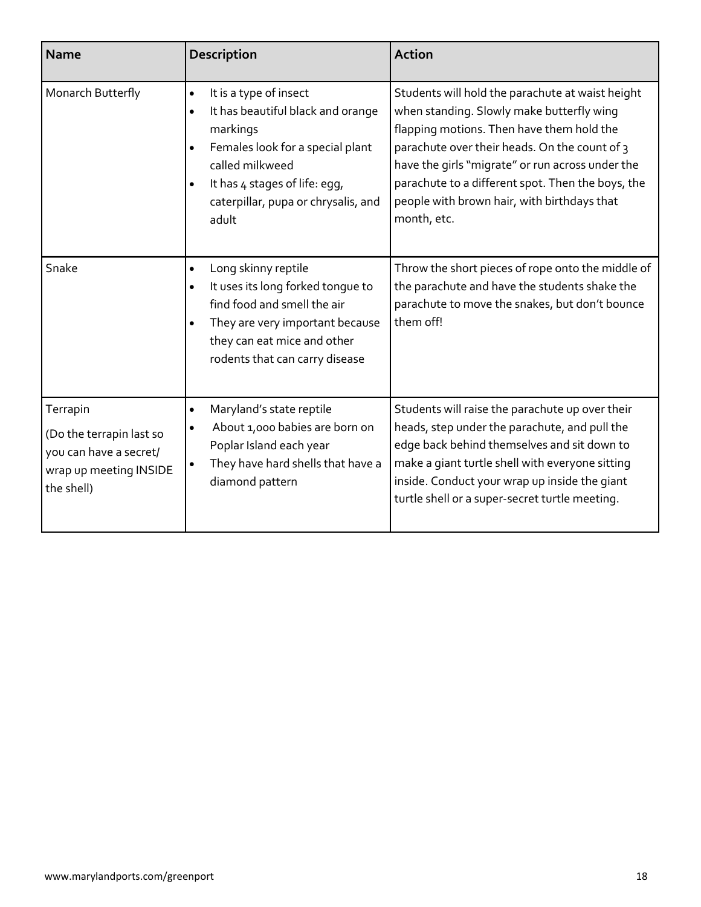| Name | Description | Action |
| --- | --- | --- |
| Monarch Butterfly | • It is a type of insect<br>• It has beautiful black and orange markings<br>• Females look for a special plant called milkweed<br>• It has 4 stages of life: egg, caterpillar, pupa or chrysalis, and adult | Students will hold the parachute at waist height when standing. Slowly make butterfly wing flapping motions. Then have them hold the parachute over their heads. On the count of 3 have the girls "migrate" or run across under the parachute to a different spot. Then the boys, the people with brown hair, with birthdays that month, etc. |
| Snake | • Long skinny reptile<br>• It uses its long forked tongue to find food and smell the air<br>• They are very important because they can eat mice and other rodents that can carry disease | Throw the short pieces of rope onto the middle of the parachute and have the students shake the parachute to move the snakes, but don't bounce them off! |
| Terrapin<br>(Do the terrapin last so you can have a secret/ wrap up meeting INSIDE the shell) | • Maryland's state reptile<br>• About 1,000 babies are born on Poplar Island each year<br>• They have hard shells that have a diamond pattern | Students will raise the parachute up over their heads, step under the parachute, and pull the edge back behind themselves and sit down to make a giant turtle shell with everyone sitting inside. Conduct your wrap up inside the giant turtle shell or a super-secret turtle meeting. |